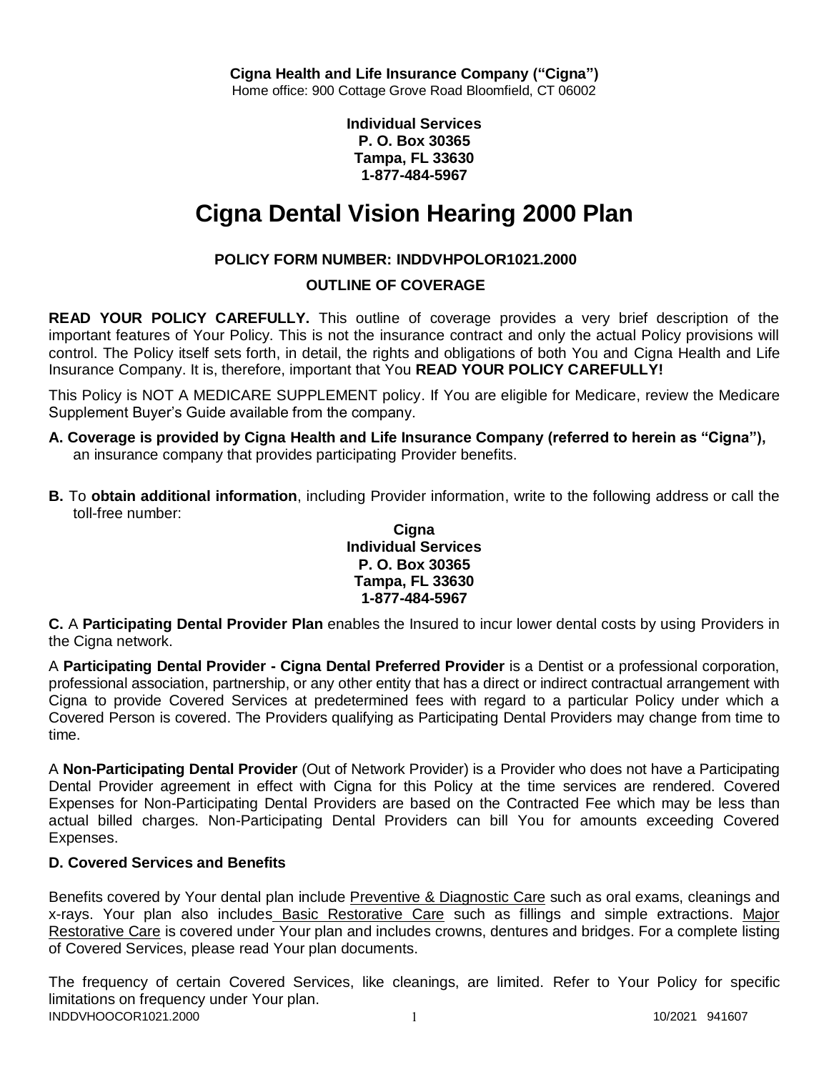**Cigna Health and Life Insurance Company ("Cigna")**
Home office: 900 Cottage Grove Road Bloomfield, CT 06002

**Individual Services**
**P. O. Box 30365**
**Tampa, FL 33630**
**1-877-484-5967**

# Cigna Dental Vision Hearing 2000 Plan

**POLICY FORM NUMBER: INDDVHPOLOR1021.2000**

**OUTLINE OF COVERAGE**

**READ YOUR POLICY CAREFULLY.** This outline of coverage provides a very brief description of the important features of Your Policy. This is not the insurance contract and only the actual Policy provisions will control. The Policy itself sets forth, in detail, the rights and obligations of both You and Cigna Health and Life Insurance Company. It is, therefore, important that You **READ YOUR POLICY CAREFULLY!**

This Policy is NOT A MEDICARE SUPPLEMENT policy. If You are eligible for Medicare, review the Medicare Supplement Buyer's Guide available from the company.

**A. Coverage is provided by Cigna Health and Life Insurance Company (referred to herein as "Cigna"),** an insurance company that provides participating Provider benefits.

**B.** To **obtain additional information**, including Provider information, write to the following address or call the toll-free number:

**Cigna**
**Individual Services**
**P. O. Box 30365**
**Tampa, FL 33630**
**1-877-484-5967**

**C.** A **Participating Dental Provider Plan** enables the Insured to incur lower dental costs by using Providers in the Cigna network.

A **Participating Dental Provider - Cigna Dental Preferred Provider** is a Dentist or a professional corporation, professional association, partnership, or any other entity that has a direct or indirect contractual arrangement with Cigna to provide Covered Services at predetermined fees with regard to a particular Policy under which a Covered Person is covered. The Providers qualifying as Participating Dental Providers may change from time to time.

A **Non-Participating Dental Provider** (Out of Network Provider) is a Provider who does not have a Participating Dental Provider agreement in effect with Cigna for this Policy at the time services are rendered. Covered Expenses for Non-Participating Dental Providers are based on the Contracted Fee which may be less than actual billed charges. Non-Participating Dental Providers can bill You for amounts exceeding Covered Expenses.

**D. Covered Services and Benefits**

Benefits covered by Your dental plan include Preventive & Diagnostic Care such as oral exams, cleanings and x-rays. Your plan also includes Basic Restorative Care such as fillings and simple extractions. Major Restorative Care is covered under Your plan and includes crowns, dentures and bridges. For a complete listing of Covered Services, please read Your plan documents.

The frequency of certain Covered Services, like cleanings, are limited. Refer to Your Policy for specific limitations on frequency under Your plan.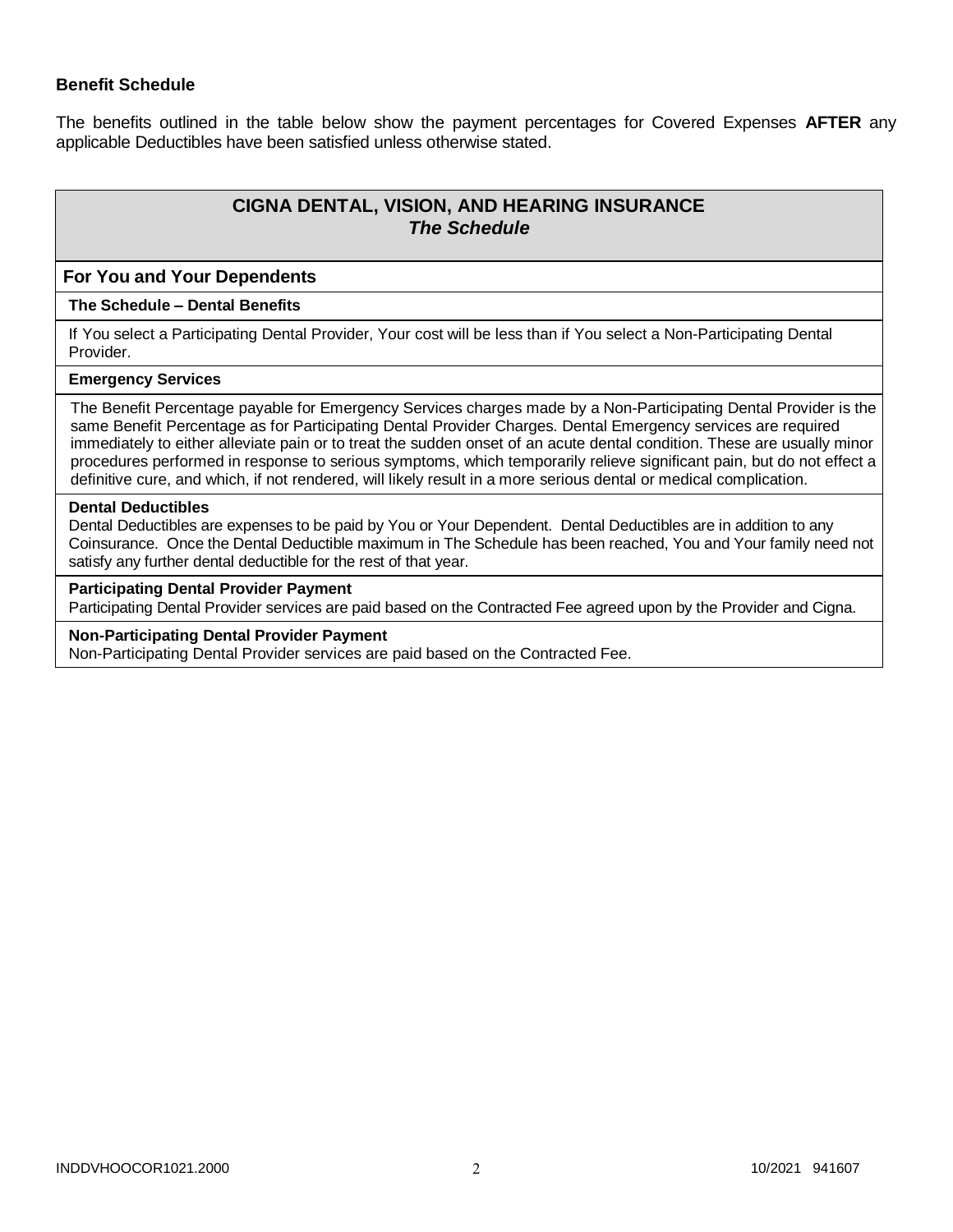### Benefit Schedule

The benefits outlined in the table below show the payment percentages for Covered Expenses **AFTER** any applicable Deductibles have been satisfied unless otherwise stated.

## CIGNA DENTAL, VISION, AND HEARING INSURANCE
### *The Schedule*

### For You and Your Dependents

**The Schedule – Dental Benefits**

If You select a Participating Dental Provider, Your cost will be less than if You select a Non-Participating Dental Provider.

**Emergency Services**

The Benefit Percentage payable for Emergency Services charges made by a Non-Participating Dental Provider is the same Benefit Percentage as for Participating Dental Provider Charges. Dental Emergency services are required immediately to either alleviate pain or to treat the sudden onset of an acute dental condition. These are usually minor procedures performed in response to serious symptoms, which temporarily relieve significant pain, but do not effect a definitive cure, and which, if not rendered, will likely result in a more serious dental or medical complication.

**Dental Deductibles**

Dental Deductibles are expenses to be paid by You or Your Dependent. Dental Deductibles are in addition to any Coinsurance. Once the Dental Deductible maximum in The Schedule has been reached, You and Your family need not satisfy any further dental deductible for the rest of that year.

**Participating Dental Provider Payment**

Participating Dental Provider services are paid based on the Contracted Fee agreed upon by the Provider and Cigna.

**Non-Participating Dental Provider Payment**

Non-Participating Dental Provider services are paid based on the Contracted Fee.

INDDVHOOCOR1021.2000 10/2021 941607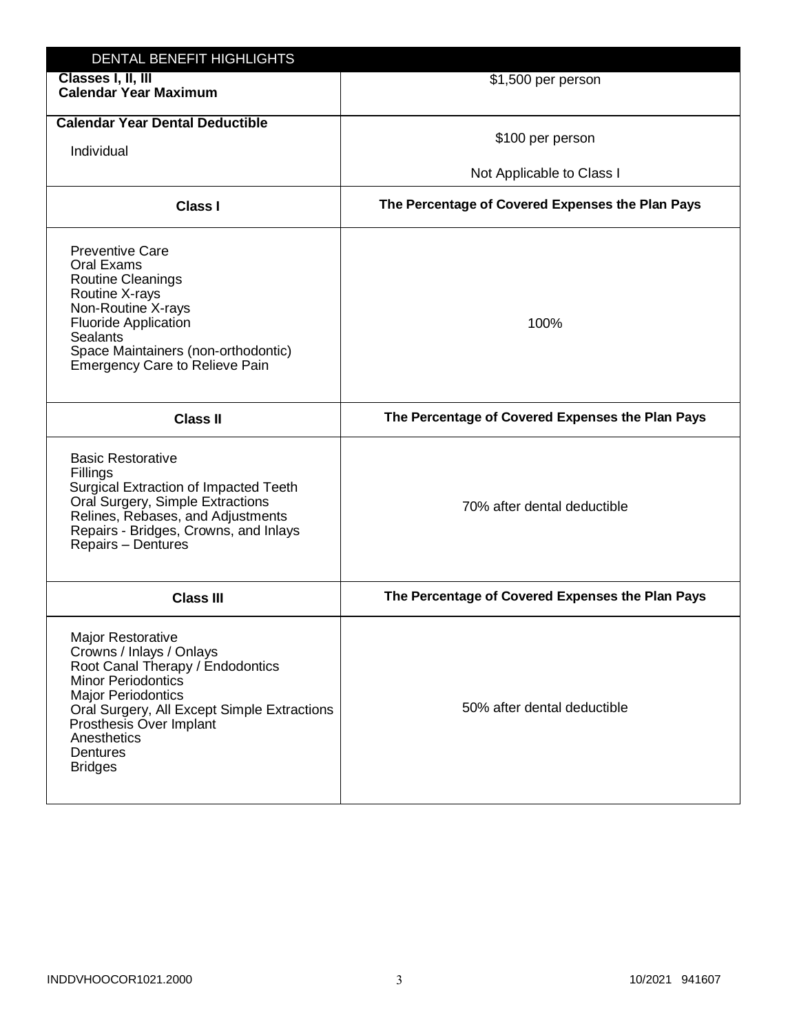| DENTAL BENEFIT HIGHLIGHTS | |
|---|---|
| **Classes I, II, III Calendar Year Maximum** | $1,500 per person |
| **Calendar Year Dental Deductible**<br>Individual | $100 per person<br>Not Applicable to Class I |
| **Class I** | **The Percentage of Covered Expenses the Plan Pays** |
| Preventive Care<br>Oral Exams<br>Routine Cleanings<br>Routine X-rays<br>Non-Routine X-rays<br>Fluoride Application<br>Sealants<br>Space Maintainers (non-orthodontic)<br>Emergency Care to Relieve Pain | 100% |
| **Class II** | **The Percentage of Covered Expenses the Plan Pays** |
| Basic Restorative<br>Fillings<br>Surgical Extraction of Impacted Teeth<br>Oral Surgery, Simple Extractions<br>Relines, Rebases, and Adjustments<br>Repairs - Bridges, Crowns, and Inlays<br>Repairs – Dentures | 70% after dental deductible |
| **Class III** | **The Percentage of Covered Expenses the Plan Pays** |
| Major Restorative<br>Crowns / Inlays / Onlays<br>Root Canal Therapy / Endodontics<br>Minor Periodontics<br>Major Periodontics<br>Oral Surgery, All Except Simple Extractions<br>Prosthesis Over Implant<br>Anesthetics<br>Dentures<br>Bridges | 50% after dental deductible |

INDDVHOOCOR1021.2000 10/2021 941607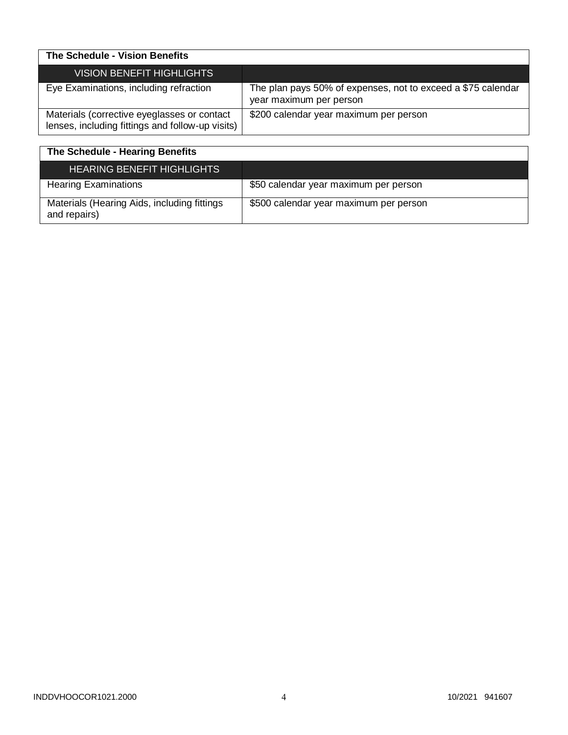| The Schedule - Vision Benefits | |
|---|---|
| VISION BENEFIT HIGHLIGHTS | |
| Eye Examinations, including refraction | The plan pays 50% of expenses, not to exceed a $75 calendar year maximum per person |
| Materials (corrective eyeglasses or contact lenses, including fittings and follow-up visits) | $200 calendar year maximum per person |

| The Schedule - Hearing Benefits | |
|---|---|
| HEARING BENEFIT HIGHLIGHTS | |
| Hearing Examinations | $50 calendar year maximum per person |
| Materials (Hearing Aids, including fittings and repairs) | $500 calendar year maximum per person |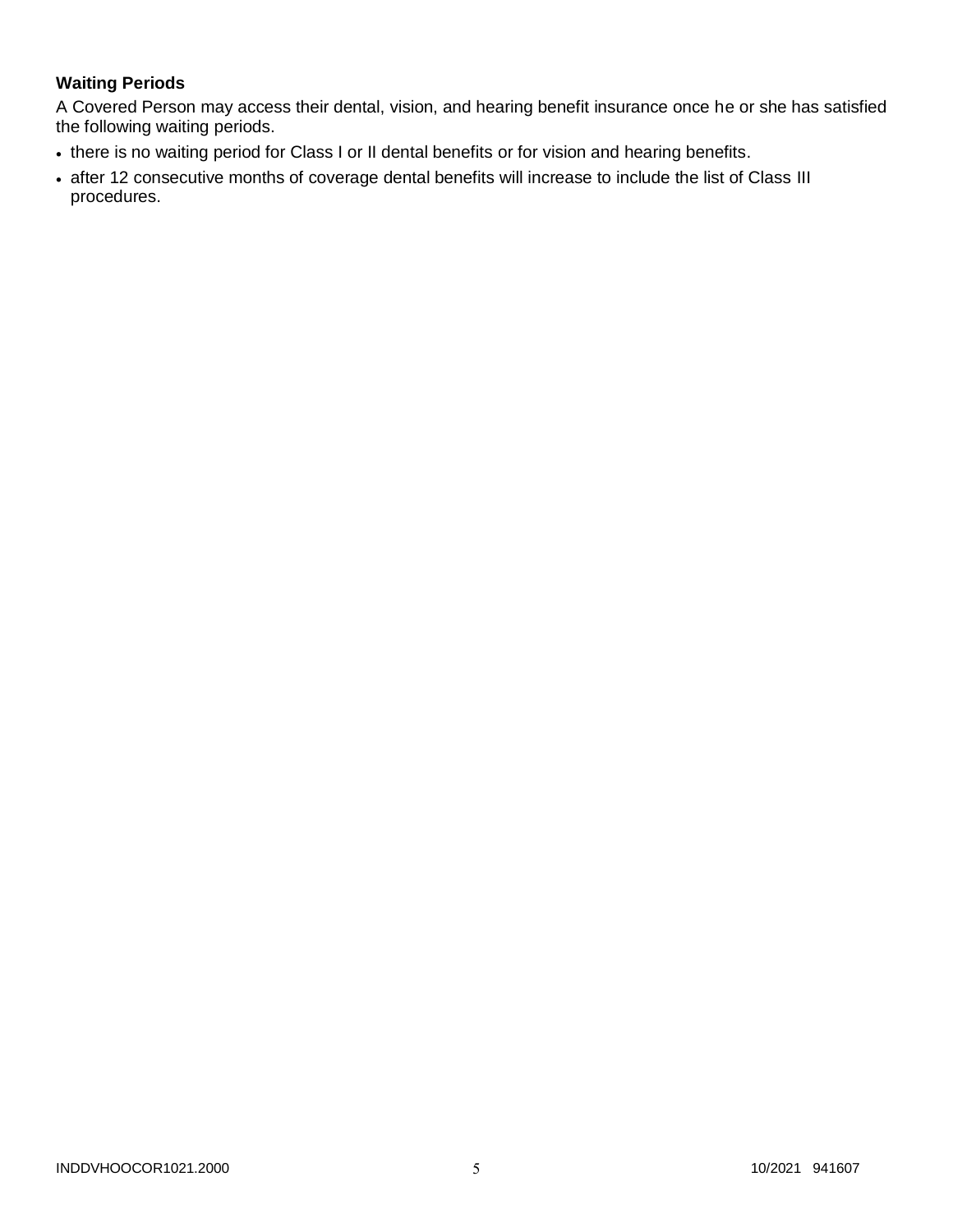### Waiting Periods

A Covered Person may access their dental, vision, and hearing benefit insurance once he or she has satisfied the following waiting periods.

- there is no waiting period for Class I or II dental benefits or for vision and hearing benefits.
- after 12 consecutive months of coverage dental benefits will increase to include the list of Class III procedures.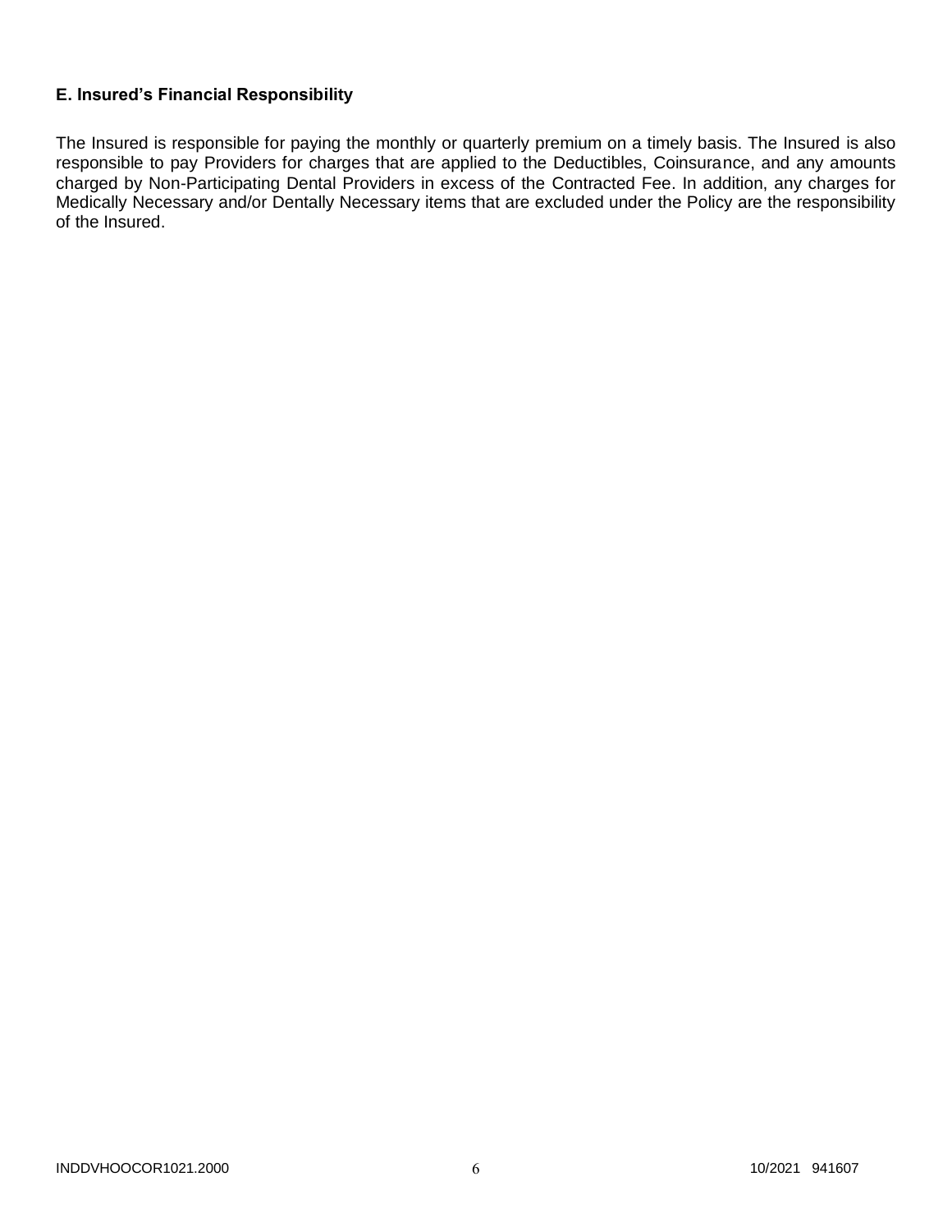### E. Insured's Financial Responsibility

The Insured is responsible for paying the monthly or quarterly premium on a timely basis. The Insured is also responsible to pay Providers for charges that are applied to the Deductibles, Coinsurance, and any amounts charged by Non-Participating Dental Providers in excess of the Contracted Fee. In addition, any charges for Medically Necessary and/or Dentally Necessary items that are excluded under the Policy are the responsibility of the Insured.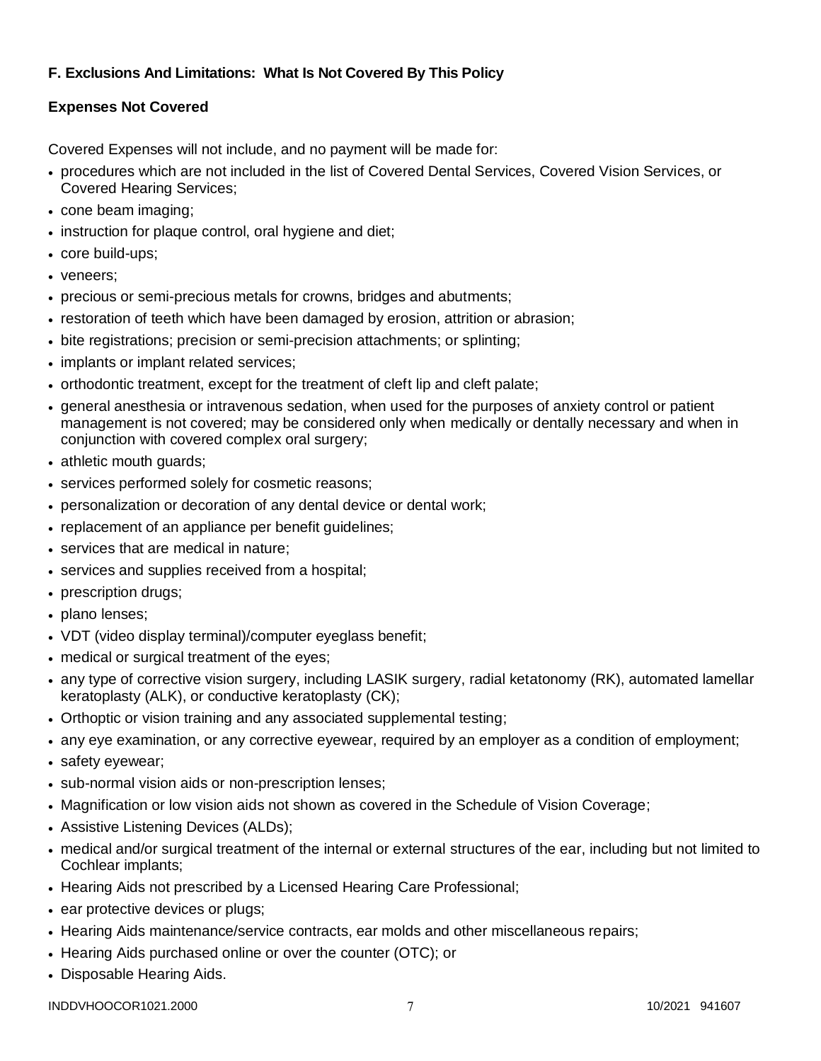## F. Exclusions And Limitations: What Is Not Covered By This Policy

### Expenses Not Covered

Covered Expenses will not include, and no payment will be made for:

- procedures which are not included in the list of Covered Dental Services, Covered Vision Services, or Covered Hearing Services;
- cone beam imaging;
- instruction for plaque control, oral hygiene and diet;
- core build-ups;
- veneers;
- precious or semi-precious metals for crowns, bridges and abutments;
- restoration of teeth which have been damaged by erosion, attrition or abrasion;
- bite registrations; precision or semi-precision attachments; or splinting;
- implants or implant related services;
- orthodontic treatment, except for the treatment of cleft lip and cleft palate;
- general anesthesia or intravenous sedation, when used for the purposes of anxiety control or patient management is not covered; may be considered only when medically or dentally necessary and when in conjunction with covered complex oral surgery;
- athletic mouth guards;
- services performed solely for cosmetic reasons;
- personalization or decoration of any dental device or dental work;
- replacement of an appliance per benefit guidelines;
- services that are medical in nature;
- services and supplies received from a hospital;
- prescription drugs;
- plano lenses;
- VDT (video display terminal)/computer eyeglass benefit;
- medical or surgical treatment of the eyes;
- any type of corrective vision surgery, including LASIK surgery, radial ketatonomy (RK), automated lamellar keratoplasty (ALK), or conductive keratoplasty (CK);
- Orthoptic or vision training and any associated supplemental testing;
- any eye examination, or any corrective eyewear, required by an employer as a condition of employment;
- safety eyewear;
- sub-normal vision aids or non-prescription lenses;
- Magnification or low vision aids not shown as covered in the Schedule of Vision Coverage;
- Assistive Listening Devices (ALDs);
- medical and/or surgical treatment of the internal or external structures of the ear, including but not limited to Cochlear implants;
- Hearing Aids not prescribed by a Licensed Hearing Care Professional;
- ear protective devices or plugs;
- Hearing Aids maintenance/service contracts, ear molds and other miscellaneous repairs;
- Hearing Aids purchased online or over the counter (OTC); or
- Disposable Hearing Aids.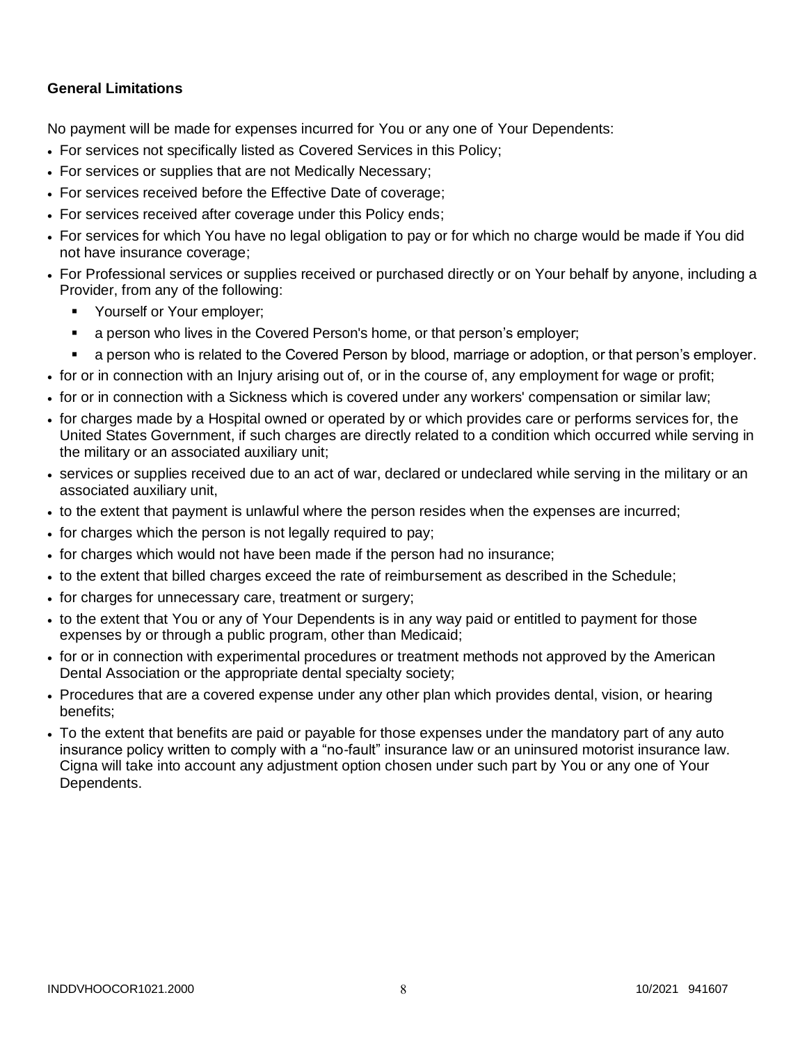### General Limitations

No payment will be made for expenses incurred for You or any one of Your Dependents:

- For services not specifically listed as Covered Services in this Policy;
- For services or supplies that are not Medically Necessary;
- For services received before the Effective Date of coverage;
- For services received after coverage under this Policy ends;
- For services for which You have no legal obligation to pay or for which no charge would be made if You did not have insurance coverage;
- For Professional services or supplies received or purchased directly or on Your behalf by anyone, including a Provider, from any of the following:
  - Yourself or Your employer;
  - a person who lives in the Covered Person's home, or that person's employer;
  - a person who is related to the Covered Person by blood, marriage or adoption, or that person's employer.
- for or in connection with an Injury arising out of, or in the course of, any employment for wage or profit;
- for or in connection with a Sickness which is covered under any workers' compensation or similar law;
- for charges made by a Hospital owned or operated by or which provides care or performs services for, the United States Government, if such charges are directly related to a condition which occurred while serving in the military or an associated auxiliary unit;
- services or supplies received due to an act of war, declared or undeclared while serving in the military or an associated auxiliary unit,
- to the extent that payment is unlawful where the person resides when the expenses are incurred;
- for charges which the person is not legally required to pay;
- for charges which would not have been made if the person had no insurance;
- to the extent that billed charges exceed the rate of reimbursement as described in the Schedule;
- for charges for unnecessary care, treatment or surgery;
- to the extent that You or any of Your Dependents is in any way paid or entitled to payment for those expenses by or through a public program, other than Medicaid;
- for or in connection with experimental procedures or treatment methods not approved by the American Dental Association or the appropriate dental specialty society;
- Procedures that are a covered expense under any other plan which provides dental, vision, or hearing benefits;
- To the extent that benefits are paid or payable for those expenses under the mandatory part of any auto insurance policy written to comply with a "no-fault" insurance law or an uninsured motorist insurance law. Cigna will take into account any adjustment option chosen under such part by You or any one of Your Dependents.

INDDVHOOCOR1021.2000 10/2021 941607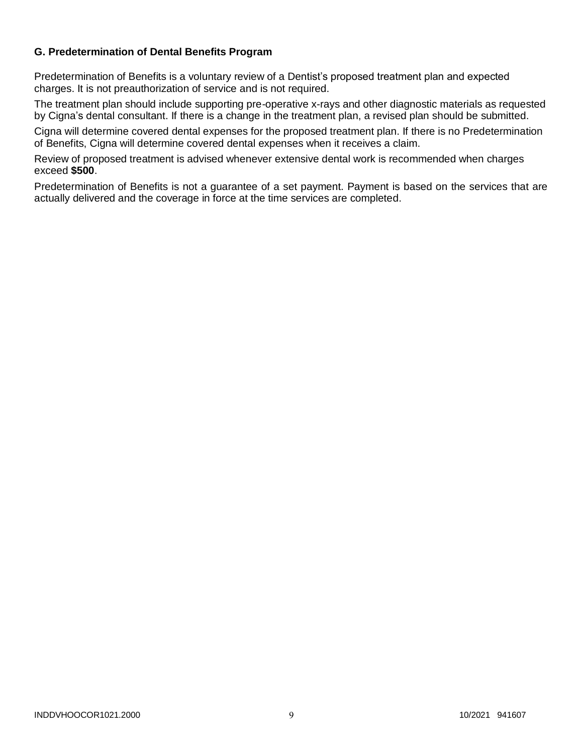### G. Predetermination of Dental Benefits Program

Predetermination of Benefits is a voluntary review of a Dentist's proposed treatment plan and expected charges. It is not preauthorization of service and is not required.

The treatment plan should include supporting pre-operative x-rays and other diagnostic materials as requested by Cigna's dental consultant. If there is a change in the treatment plan, a revised plan should be submitted.

Cigna will determine covered dental expenses for the proposed treatment plan. If there is no Predetermination of Benefits, Cigna will determine covered dental expenses when it receives a claim.

Review of proposed treatment is advised whenever extensive dental work is recommended when charges exceed **$500**.

Predetermination of Benefits is not a guarantee of a set payment. Payment is based on the services that are actually delivered and the coverage in force at the time services are completed.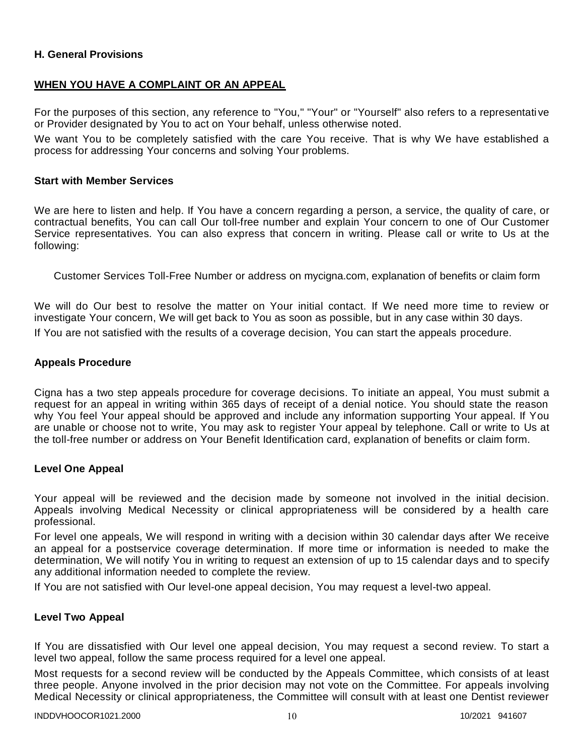### H. General Provisions

## WHEN YOU HAVE A COMPLAINT OR AN APPEAL

For the purposes of this section, any reference to "You," "Your" or "Yourself" also refers to a representative or Provider designated by You to act on Your behalf, unless otherwise noted.

We want You to be completely satisfied with the care You receive. That is why We have established a process for addressing Your concerns and solving Your problems.

### Start with Member Services

We are here to listen and help. If You have a concern regarding a person, a service, the quality of care, or contractual benefits, You can call Our toll-free number and explain Your concern to one of Our Customer Service representatives. You can also express that concern in writing. Please call or write to Us at the following:

Customer Services Toll-Free Number or address on mycigna.com, explanation of benefits or claim form

We will do Our best to resolve the matter on Your initial contact. If We need more time to review or investigate Your concern, We will get back to You as soon as possible, but in any case within 30 days.

If You are not satisfied with the results of a coverage decision, You can start the appeals procedure.

### Appeals Procedure

Cigna has a two step appeals procedure for coverage decisions. To initiate an appeal, You must submit a request for an appeal in writing within 365 days of receipt of a denial notice. You should state the reason why You feel Your appeal should be approved and include any information supporting Your appeal. If You are unable or choose not to write, You may ask to register Your appeal by telephone. Call or write to Us at the toll-free number or address on Your Benefit Identification card, explanation of benefits or claim form.

### Level One Appeal

Your appeal will be reviewed and the decision made by someone not involved in the initial decision. Appeals involving Medical Necessity or clinical appropriateness will be considered by a health care professional.

For level one appeals, We will respond in writing with a decision within 30 calendar days after We receive an appeal for a postservice coverage determination. If more time or information is needed to make the determination, We will notify You in writing to request an extension of up to 15 calendar days and to specify any additional information needed to complete the review.

If You are not satisfied with Our level-one appeal decision, You may request a level-two appeal.

### Level Two Appeal

If You are dissatisfied with Our level one appeal decision, You may request a second review. To start a level two appeal, follow the same process required for a level one appeal.

Most requests for a second review will be conducted by the Appeals Committee, which consists of at least three people. Anyone involved in the prior decision may not vote on the Committee. For appeals involving Medical Necessity or clinical appropriateness, the Committee will consult with at least one Dentist reviewer

INDDVHOOCOR1021.2000 10/2021 941607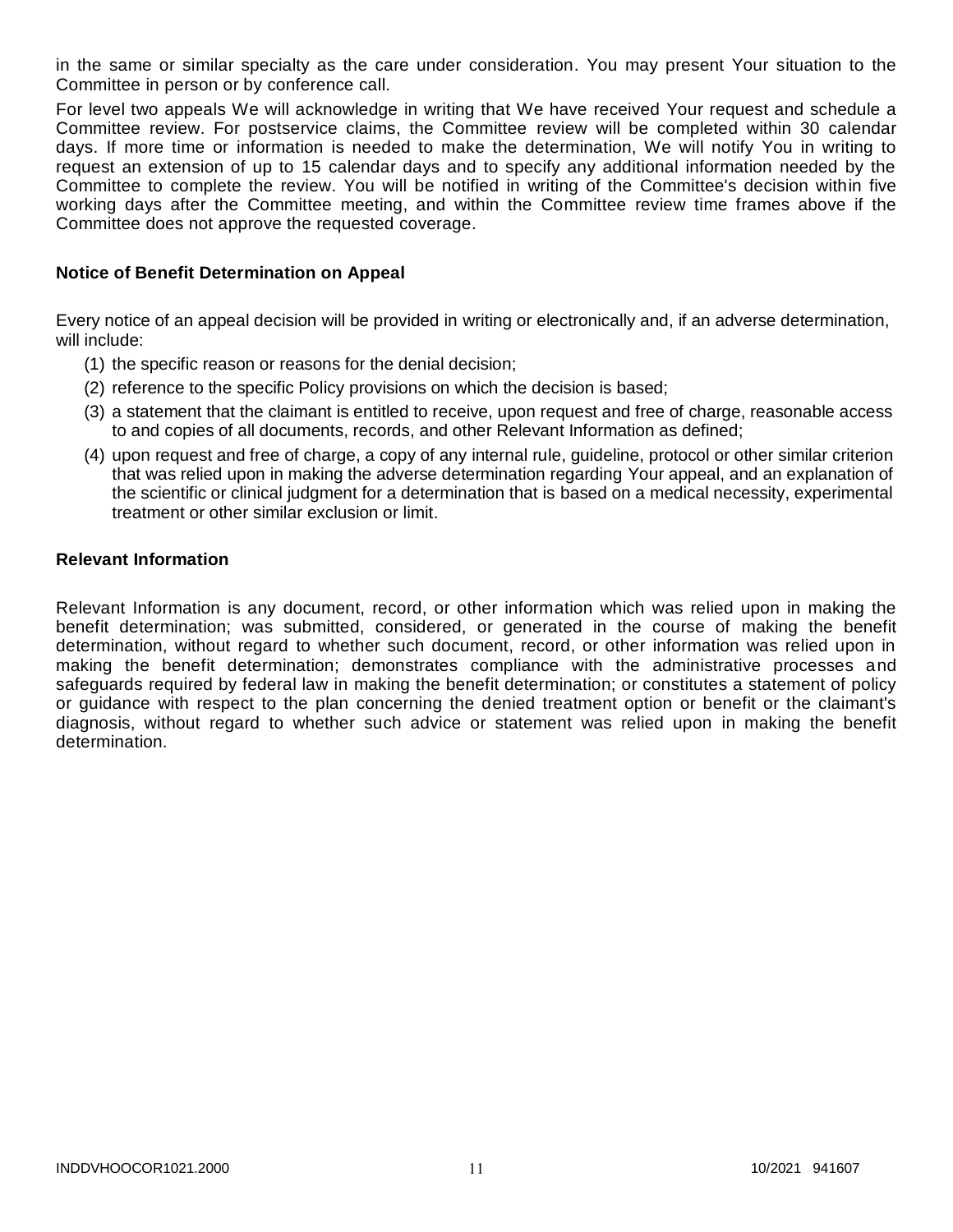in the same or similar specialty as the care under consideration. You may present Your situation to the Committee in person or by conference call.

For level two appeals We will acknowledge in writing that We have received Your request and schedule a Committee review. For postservice claims, the Committee review will be completed within 30 calendar days. If more time or information is needed to make the determination, We will notify You in writing to request an extension of up to 15 calendar days and to specify any additional information needed by the Committee to complete the review. You will be notified in writing of the Committee's decision within five working days after the Committee meeting, and within the Committee review time frames above if the Committee does not approve the requested coverage.

### Notice of Benefit Determination on Appeal

Every notice of an appeal decision will be provided in writing or electronically and, if an adverse determination, will include:

(1) the specific reason or reasons for the denial decision;

(2) reference to the specific Policy provisions on which the decision is based;

(3) a statement that the claimant is entitled to receive, upon request and free of charge, reasonable access to and copies of all documents, records, and other Relevant Information as defined;

(4) upon request and free of charge, a copy of any internal rule, guideline, protocol or other similar criterion that was relied upon in making the adverse determination regarding Your appeal, and an explanation of the scientific or clinical judgment for a determination that is based on a medical necessity, experimental treatment or other similar exclusion or limit.

### Relevant Information

Relevant Information is any document, record, or other information which was relied upon in making the benefit determination; was submitted, considered, or generated in the course of making the benefit determination, without regard to whether such document, record, or other information was relied upon in making the benefit determination; demonstrates compliance with the administrative processes and safeguards required by federal law in making the benefit determination; or constitutes a statement of policy or guidance with respect to the plan concerning the denied treatment option or benefit or the claimant's diagnosis, without regard to whether such advice or statement was relied upon in making the benefit determination.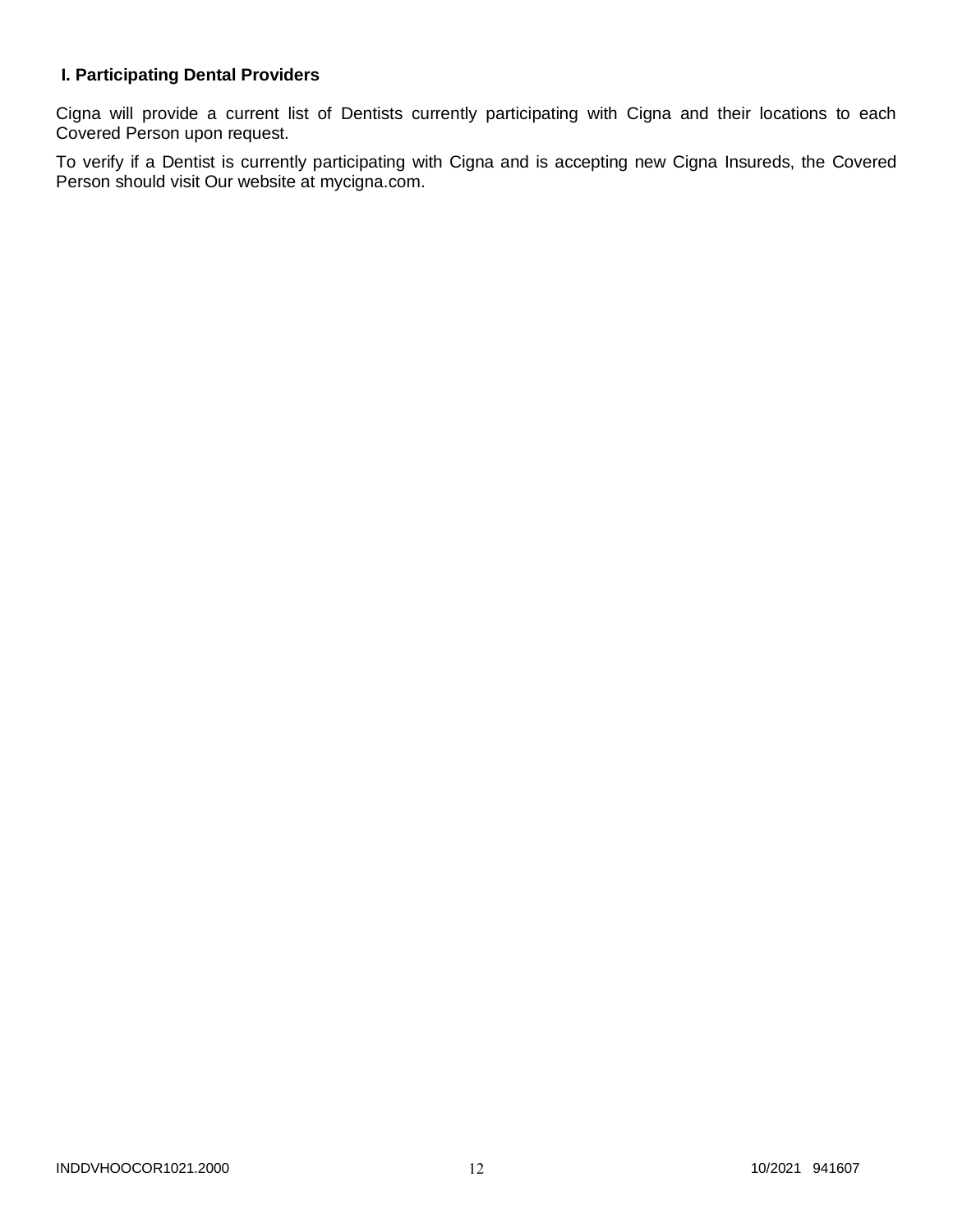## I. Participating Dental Providers

Cigna will provide a current list of Dentists currently participating with Cigna and their locations to each Covered Person upon request.

To verify if a Dentist is currently participating with Cigna and is accepting new Cigna Insureds, the Covered Person should visit Our website at mycigna.com.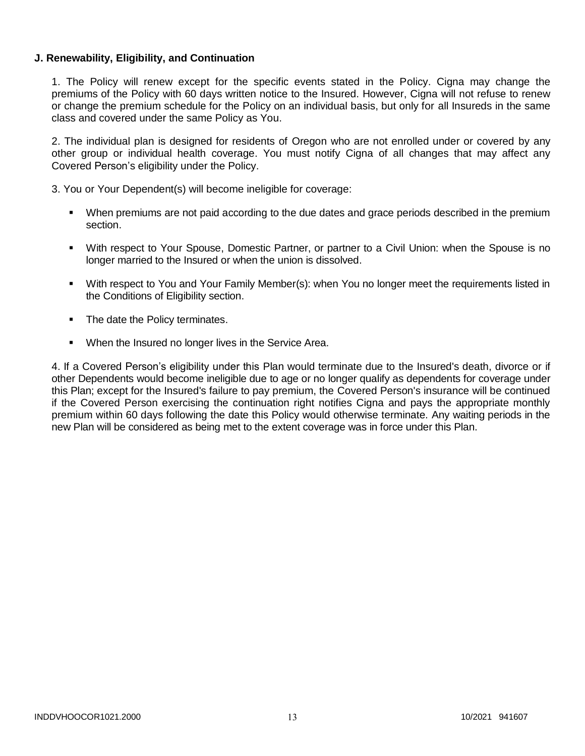**J. Renewability, Eligibility, and Continuation**

1. The Policy will renew except for the specific events stated in the Policy. Cigna may change the premiums of the Policy with 60 days written notice to the Insured. However, Cigna will not refuse to renew or change the premium schedule for the Policy on an individual basis, but only for all Insureds in the same class and covered under the same Policy as You.

2. The individual plan is designed for residents of Oregon who are not enrolled under or covered by any other group or individual health coverage. You must notify Cigna of all changes that may affect any Covered Person's eligibility under the Policy.

3. You or Your Dependent(s) will become ineligible for coverage:

- When premiums are not paid according to the due dates and grace periods described in the premium section.
- With respect to Your Spouse, Domestic Partner, or partner to a Civil Union: when the Spouse is no longer married to the Insured or when the union is dissolved.
- With respect to You and Your Family Member(s): when You no longer meet the requirements listed in the Conditions of Eligibility section.
- The date the Policy terminates.
- When the Insured no longer lives in the Service Area.

4. If a Covered Person's eligibility under this Plan would terminate due to the Insured's death, divorce or if other Dependents would become ineligible due to age or no longer qualify as dependents for coverage under this Plan; except for the Insured's failure to pay premium, the Covered Person's insurance will be continued if the Covered Person exercising the continuation right notifies Cigna and pays the appropriate monthly premium within 60 days following the date this Policy would otherwise terminate. Any waiting periods in the new Plan will be considered as being met to the extent coverage was in force under this Plan.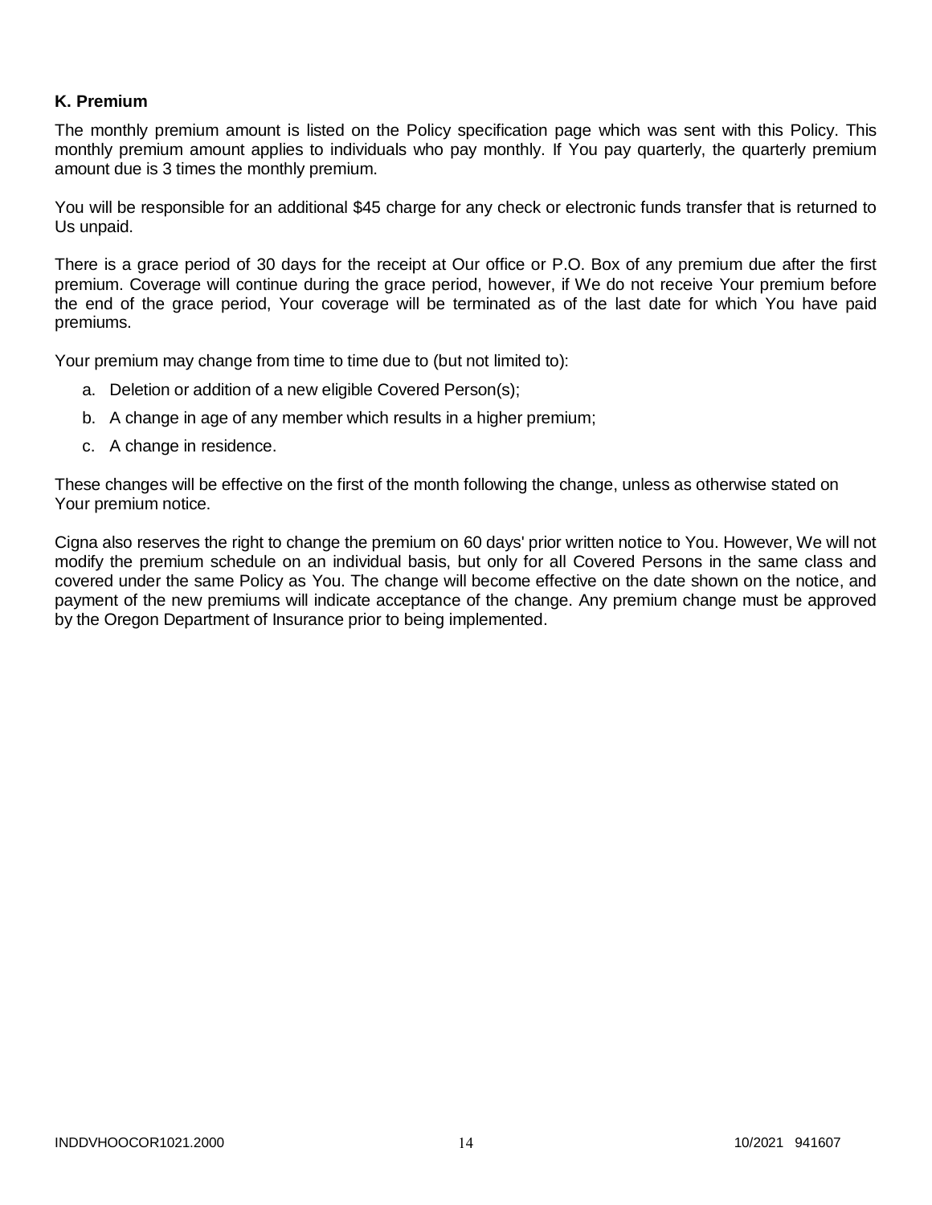### K. Premium

The monthly premium amount is listed on the Policy specification page which was sent with this Policy. This monthly premium amount applies to individuals who pay monthly. If You pay quarterly, the quarterly premium amount due is 3 times the monthly premium.

You will be responsible for an additional $45 charge for any check or electronic funds transfer that is returned to Us unpaid.

There is a grace period of 30 days for the receipt at Our office or P.O. Box of any premium due after the first premium. Coverage will continue during the grace period, however, if We do not receive Your premium before the end of the grace period, Your coverage will be terminated as of the last date for which You have paid premiums.

Your premium may change from time to time due to (but not limited to):

a. Deletion or addition of a new eligible Covered Person(s);
b. A change in age of any member which results in a higher premium;
c. A change in residence.

These changes will be effective on the first of the month following the change, unless as otherwise stated on Your premium notice.

Cigna also reserves the right to change the premium on 60 days' prior written notice to You. However, We will not modify the premium schedule on an individual basis, but only for all Covered Persons in the same class and covered under the same Policy as You. The change will become effective on the date shown on the notice, and payment of the new premiums will indicate acceptance of the change. Any premium change must be approved by the Oregon Department of Insurance prior to being implemented.